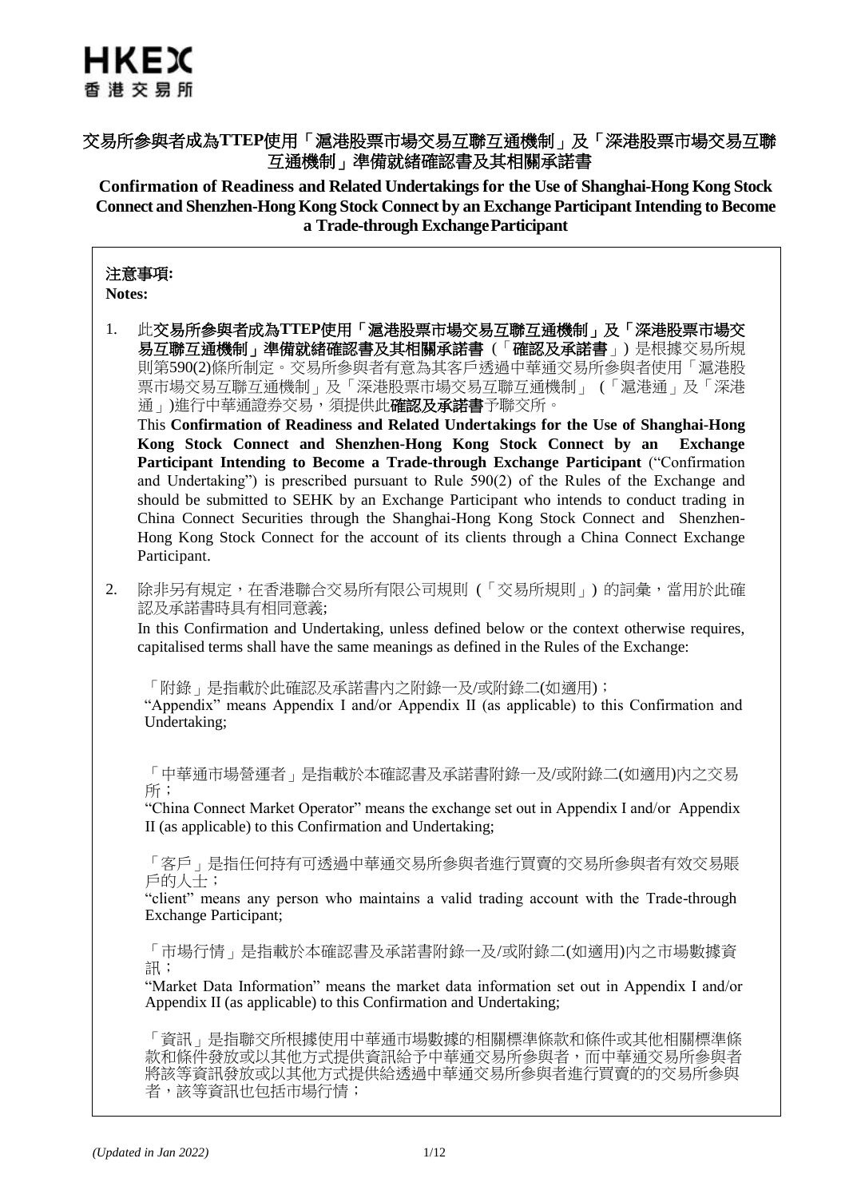# HKEX
香港交易所

## 交易所參與者成為TTEP使用「滬港股票市場交易互聯互通機制」及「深港股票市場交易互聯互通機制」準備就緒確認書及其相關承諾書

## Confirmation of Readiness and Related Undertakings for the Use of Shanghai-Hong Kong Stock Connect and Shenzhen-Hong Kong Stock Connect by an Exchange Participant Intending to Become a Trade-through Exchange Participant

**注意事項:**
**Notes:**

1. 此**交易所參與者成為TTEP使用「滬港股票市場交易互聯互通機制」及「深港股票市場交易互聯互通機制」準備就緒確認書及其相關承諾書**（「確認及承諾書」）是根據交易所規則第590(2)條所制定。交易所參與者有意為其客戶透過中華通交易所參與者使用「滬港股票市場交易互聯互通機制」及「深港股票市場交易互聯互通機制」（「滬港通」及「深港通」)進行中華通證券交易，須提供此**確認及承諾書**予聯交所。
   This **Confirmation of Readiness and Related Undertakings for the Use of Shanghai-Hong Kong Stock Connect and Shenzhen-Hong Kong Stock Connect by an Exchange Participant Intending to Become a Trade-through Exchange Participant** ("Confirmation and Undertaking") is prescribed pursuant to Rule 590(2) of the Rules of the Exchange and should be submitted to SEHK by an Exchange Participant who intends to conduct trading in China Connect Securities through the Shanghai-Hong Kong Stock Connect and Shenzhen-Hong Kong Stock Connect for the account of its clients through a China Connect Exchange Participant.

2. 除非另有規定，在香港聯合交易所有限公司規則（「交易所規則」）的詞彙，當用於此確認及承諾書時具有相同意義;
   In this Confirmation and Undertaking, unless defined below or the context otherwise requires, capitalised terms shall have the same meanings as defined in the Rules of the Exchange:

   「附錄」是指載於此確認及承諾書內之附錄一及/或附錄二(如適用)；
   "Appendix" means Appendix I and/or Appendix II (as applicable) to this Confirmation and Undertaking;

   「中華通市場營運者」是指載於本確認書及承諾書附錄一及/或附錄二(如適用)內之交易所；
   "China Connect Market Operator" means the exchange set out in Appendix I and/or Appendix II (as applicable) to this Confirmation and Undertaking;

   「客戶」是指任何持有可透過中華通交易所參與者進行買賣的交易所參與者有效交易賬戶的人士；
   "client" means any person who maintains a valid trading account with the Trade-through Exchange Participant;

   「市場行情」是指載於本確認書及承諾書附錄一及/或附錄二(如適用)內之市場數據資訊；
   "Market Data Information" means the market data information set out in Appendix I and/or Appendix II (as applicable) to this Confirmation and Undertaking;

   「資訊」是指聯交所根據使用中華通市場數據的相關標準條款和條件或其他相關標準條款和條件發放或以其他方式提供資訊給予中華通交易所參與者，而中華通交易所參與者將該等資訊發放或以其他方式提供給透過中華通交易所參與者進行買賣的的交易所參與者，該等資訊也包括市場行情；

*(Updated in Jan 2022)*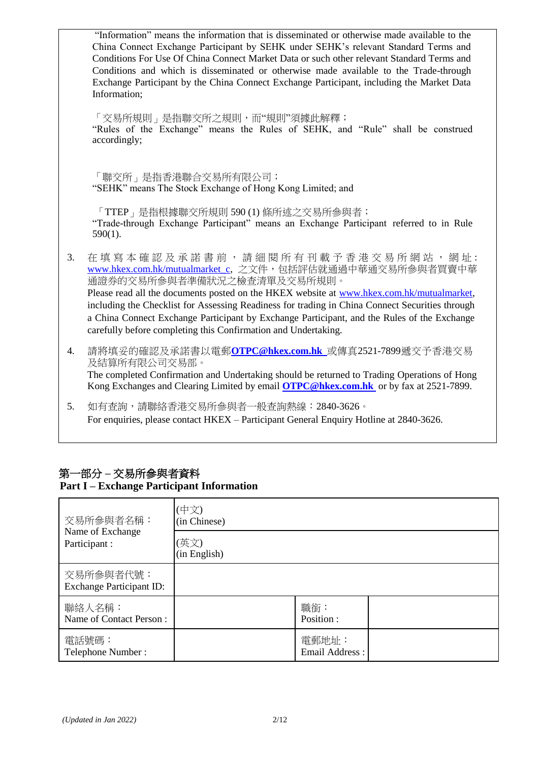"Information" means the information that is disseminated or otherwise made available to the China Connect Exchange Participant by SEHK under SEHK's relevant Standard Terms and Conditions For Use Of China Connect Market Data or such other relevant Standard Terms and Conditions and which is disseminated or otherwise made available to the Trade-through Exchange Participant by the China Connect Exchange Participant, including the Market Data Information;

「交易所規則」是指聯交所之規則，而"規則"須據此解釋；
"Rules of the Exchange" means the Rules of SEHK, and "Rule" shall be construed accordingly;

「聯交所」是指香港聯合交易所有限公司；
"SEHK" means The Stock Exchange of Hong Kong Limited; and

「TTEP」是指根據聯交所規則 590 (1) 條所述之交易所參與者；
"Trade-through Exchange Participant" means an Exchange Participant referred to in Rule 590(1).

3. 在填寫本確認及承諾書前，請細閱所有刊載予香港交易所網站，網址: www.hkex.com.hk/mutualmarket_c, 之文件，包括評估就通過中華通交易所參與者買賣中華通證券的交易所參與者準備狀況之檢查清單及交易所規則。
   Please read all the documents posted on the HKEX website at www.hkex.com.hk/mutualmarket, including the Checklist for Assessing Readiness for trading in China Connect Securities through a China Connect Exchange Participant by Exchange Participant, and the Rules of the Exchange carefully before completing this Confirmation and Undertaking.

4. 請將填妥的確認及承諾書以電郵**OTPC@hkex.com.hk** 或傳真2521-7899遞交予香港交易及結算所有限公司交易部。
   The completed Confirmation and Undertaking should be returned to Trading Operations of Hong Kong Exchanges and Clearing Limited by email **OTPC@hkex.com.hk** or by fax at 2521-7899.

5. 如有查詢，請聯絡香港交易所參與者一般查詢熱線：2840-3626。
   For enquiries, please contact HKEX – Participant General Enquiry Hotline at 2840-3626.

## 第一部分 – 交易所參與者資料
## Part I – Exchange Participant Information

| 交易所參與者名稱：<br>Name of Exchange Participant : | (中文)<br>(in Chinese) | | |
|---|---|---|---|
| | (英文)<br>(in English) | | |
| 交易所參與者代號：<br>Exchange Participant ID: | | | |
| 聯絡人名稱：<br>Name of Contact Person : | | 職銜：<br>Position : | |
| 電話號碼：<br>Telephone Number : | | 電郵地址：<br>Email Address : | |

*(Updated in Jan 2022)*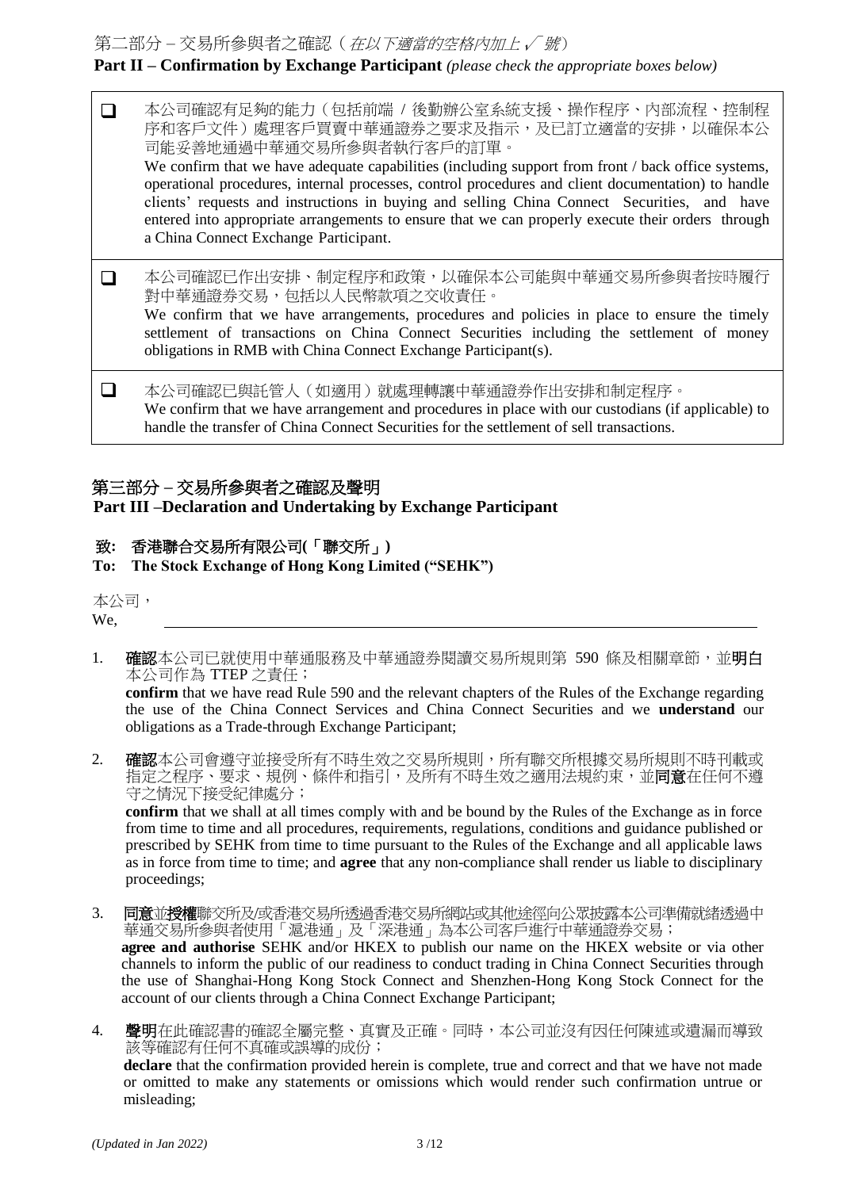## 第二部分 – 交易所參與者之確認（*在以下適當的空格內加上 ✓ 號*）

## **Part II – Confirmation by Exchange Participant** *(please check the appropriate boxes below)*

| | |
|---|---|
| ☐ | 本公司確認有足夠的能力（包括前端 / 後勤辦公室系統支援、操作程序、內部流程、控制程序和客戶文件）處理客戶買賣中華通證券之要求及指示，及已訂立適當的安排，以確保本公司能妥善地通過中華通交易所參與者執行客戶的訂單。<br>We confirm that we have adequate capabilities (including support from front / back office systems, operational procedures, internal processes, control procedures and client documentation) to handle clients' requests and instructions in buying and selling China Connect Securities, and have entered into appropriate arrangements to ensure that we can properly execute their orders through a China Connect Exchange Participant. |
| ☐ | 本公司確認已作出安排、制定程序和政策，以確保本公司能與中華通交易所參與者按時履行對中華通證券交易，包括以人民幣款項之交收責任。<br>We confirm that we have arrangements, procedures and policies in place to ensure the timely settlement of transactions on China Connect Securities including the settlement of money obligations in RMB with China Connect Exchange Participant(s). |
| ☐ | 本公司確認已與託管人（如適用）就處理轉讓中華通證券作出安排和制定程序。<br>We confirm that we have arrangement and procedures in place with our custodians (if applicable) to handle the transfer of China Connect Securities for the settlement of sell transactions. |

## 第三部分 – 交易所參與者之確認及聲明

## **Part III –Declaration and Undertaking by Exchange Participant**

**致: 香港聯合交易所有限公司(「聯交所」)**

**To: The Stock Exchange of Hong Kong Limited ("SEHK")**

本公司，

We, ______________________________________________

1. **確認**本公司已就使用中華通服務及中華通證券閱讀交易所規則第 590 條及相關章節，並**明白**本公司作為 TTEP 之責任；
   **confirm** that we have read Rule 590 and the relevant chapters of the Rules of the Exchange regarding the use of the China Connect Services and China Connect Securities and we **understand** our obligations as a Trade-through Exchange Participant;

2. **確認**本公司會遵守並接受所有不時生效之交易所規則，所有聯交所根據交易所規則不時刊載或指定之程序、要求、規例、條件和指引，及所有不時生效之適用法規約束，並**同意**在任何不遵守之情況下接受紀律處分；
   **confirm** that we shall at all times comply with and be bound by the Rules of the Exchange as in force from time to time and all procedures, requirements, regulations, conditions and guidance published or prescribed by SEHK from time to time pursuant to the Rules of the Exchange and all applicable laws as in force from time to time; and **agree** that any non-compliance shall render us liable to disciplinary proceedings;

3. **同意**並**授權**聯交所及/或香港交易所透過香港交易所網站或其他途徑向公眾披露本公司準備就緒透過中華通交易所參與者使用「滬港通」及「深港通」為本公司客戶進行中華通證券交易；
   **agree and authorise** SEHK and/or HKEX to publish our name on the HKEX website or via other channels to inform the public of our readiness to conduct trading in China Connect Securities through the use of Shanghai-Hong Kong Stock Connect and Shenzhen-Hong Kong Stock Connect for the account of our clients through a China Connect Exchange Participant;

4. **聲明**在此確認書的確認全屬完整、真實及正確。同時，本公司並沒有因任何陳述或遺漏而導致該等確認有任何不真確或誤導的成份；
   **declare** that the confirmation provided herein is complete, true and correct and that we have not made or omitted to make any statements or omissions which would render such confirmation untrue or misleading;

*(Updated in Jan 2022)*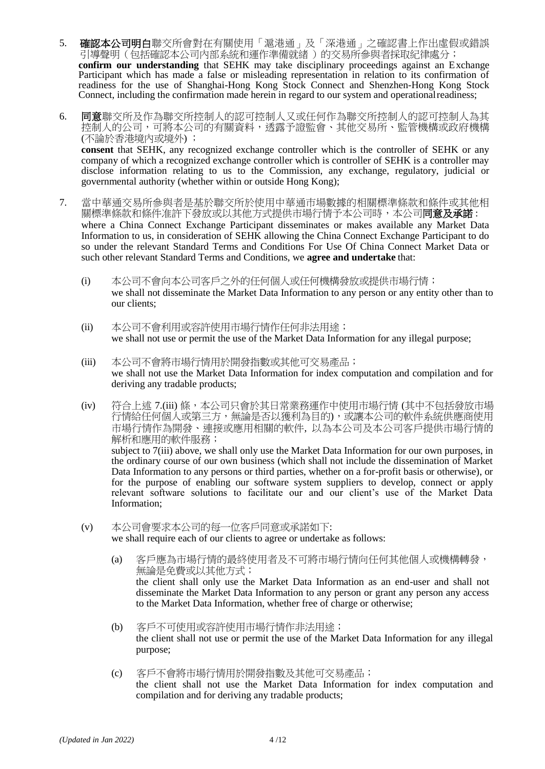5. **確認本公司明白**聯交所會對在有關使用「滬港通」及「深港通」之確認書上作出虛假或錯誤引導聲明（包括確認本公司內部系統和運作準備就緒）的交易所參與者採取紀律處分；
   **confirm our understanding** that SEHK may take disciplinary proceedings against an Exchange Participant which has made a false or misleading representation in relation to its confirmation of readiness for the use of Shanghai-Hong Kong Stock Connect and Shenzhen-Hong Kong Stock Connect, including the confirmation made herein in regard to our system and operational readiness;

6. **同意**聯交所及作為聯交所控制人的認可控制人又或任何作為聯交所控制人的認可控制人為其控制人的公司，可將本公司的有關資料，透露予證監會、其他交易所、監管機構或政府機構 (不論於香港境內或境外) ；
   **consent** that SEHK, any recognized exchange controller which is the controller of SEHK or any company of which a recognized exchange controller which is controller of SEHK is a controller may disclose information relating to us to the Commission, any exchange, regulatory, judicial or governmental authority (whether within or outside Hong Kong);

7. 當中華通交易所參與者是基於聯交所於使用中華通市場數據的相關標準條款和條件或其他相關標準條款和條件准許下發放或以其他方式提供市場行情予本公司時，本公司**同意及承諾**：
   where a China Connect Exchange Participant disseminates or makes available any Market Data Information to us, in consideration of SEHK allowing the China Connect Exchange Participant to do so under the relevant Standard Terms and Conditions For Use Of China Connect Market Data or such other relevant Standard Terms and Conditions, we **agree and undertake** that:

   (i) 本公司不會向本公司客戶之外的任何個人或任何機構發放或提供市場行情；
   we shall not disseminate the Market Data Information to any person or any entity other than to our clients;

   (ii) 本公司不會利用或容許使用市場行情作任何非法用途；
   we shall not use or permit the use of the Market Data Information for any illegal purpose;

   (iii) 本公司不會將市場行情用於開發指數或其他可交易產品；
   we shall not use the Market Data Information for index computation and compilation and for deriving any tradable products;

   (iv) 符合上述 7.(iii) 條，本公司只會於其日常業務運作中使用市場行情 (其中不包括發放市場行情給任何個人或第三方，無論是否以獲利為目的)，或讓本公司的軟件系統供應商使用市場行情作為開發、連接或應用相關的軟件, 以為本公司及本公司客戶提供市場行情的解析和應用的軟件服務；
   subject to 7(iii) above, we shall only use the Market Data Information for our own purposes, in the ordinary course of our own business (which shall not include the dissemination of Market Data Information to any persons or third parties, whether on a for-profit basis or otherwise), or for the purpose of enabling our software system suppliers to develop, connect or apply relevant software solutions to facilitate our and our client's use of the Market Data Information;

   (v) 本公司會要求本公司的每一位客戶同意或承諾如下:
   we shall require each of our clients to agree or undertake as follows:

      (a) 客戶應為市場行情的最終使用者及不可將市場行情向任何其他個人或機構轉發，無論是免費或以其他方式；
      the client shall only use the Market Data Information as an end-user and shall not disseminate the Market Data Information to any person or grant any person any access to the Market Data Information, whether free of charge or otherwise;

      (b) 客戶不可使用或容許使用市場行情作非法用途；
      the client shall not use or permit the use of the Market Data Information for any illegal purpose;

      (c) 客戶不會將市場行情用於開發指數及其他可交易產品；
      the client shall not use the Market Data Information for index computation and compilation and for deriving any tradable products;

*(Updated in Jan 2022)*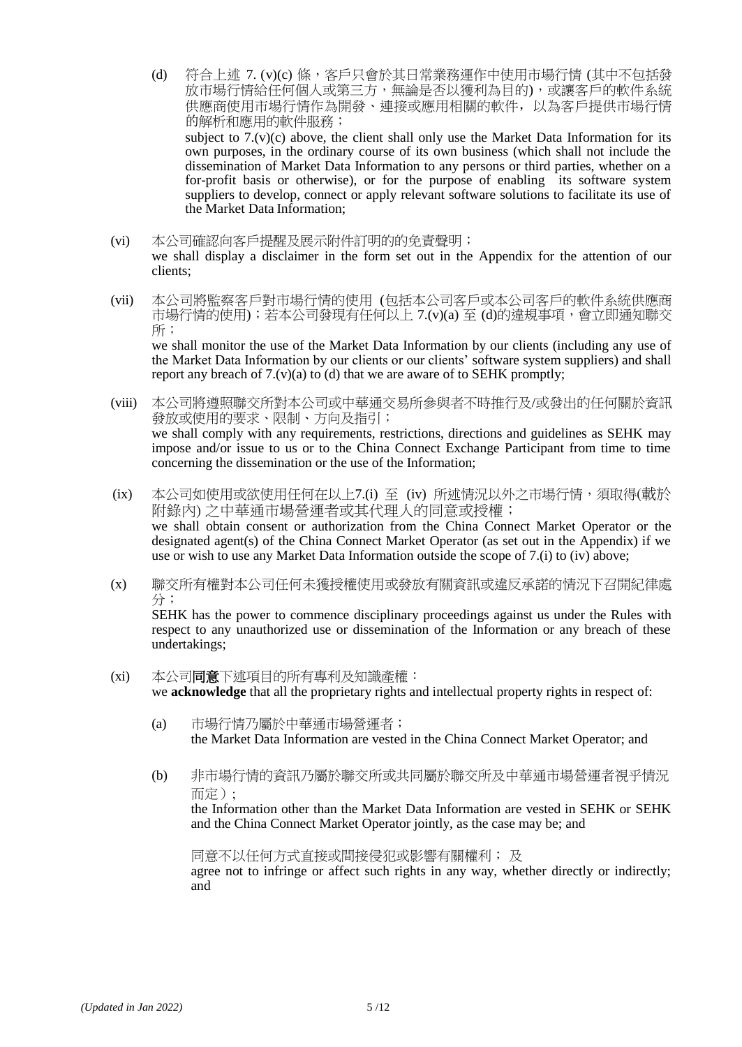(d) 符合上述 7. (v)(c) 條，客戶只會於其日常業務運作中使用市場行情 (其中不包括發放市場行情給任何個人或第三方，無論是否以獲利為目的)，或讓客戶的軟件系統供應商使用市場行情作為開發、連接或應用相關的軟件，以為客戶提供市場行情的解析和應用的軟件服務；
subject to 7.(v)(c) above, the client shall only use the Market Data Information for its own purposes, in the ordinary course of its own business (which shall not include the dissemination of Market Data Information to any persons or third parties, whether on a for-profit basis or otherwise), or for the purpose of enabling its software system suppliers to develop, connect or apply relevant software solutions to facilitate its use of the Market Data Information;

(vi) 本公司確認向客戶提醒及展示附件訂明的的免責聲明；
we shall display a disclaimer in the form set out in the Appendix for the attention of our clients;

(vii) 本公司將監察客戶對市場行情的使用 (包括本公司客戶或本公司客戶的軟件系統供應商市場行情的使用)；若本公司發現有任何以上 7.(v)(a) 至 (d)的違規事項，會立即通知聯交所；
we shall monitor the use of the Market Data Information by our clients (including any use of the Market Data Information by our clients or our clients' software system suppliers) and shall report any breach of 7.(v)(a) to (d) that we are aware of to SEHK promptly;

(viii) 本公司將遵照聯交所對本公司或中華通交易所參與者不時推行及/或發出的任何關於資訊發放或使用的要求、限制、方向及指引；
we shall comply with any requirements, restrictions, directions and guidelines as SEHK may impose and/or issue to us or to the China Connect Exchange Participant from time to time concerning the dissemination or the use of the Information;

(ix) 本公司如使用或欲使用任何在以上7.(i) 至 (iv) 所述情況以外之市場行情，須取得(載於附錄內) 之中華通市場營運者或其代理人的同意或授權；
we shall obtain consent or authorization from the China Connect Market Operator or the designated agent(s) of the China Connect Market Operator (as set out in the Appendix) if we use or wish to use any Market Data Information outside the scope of 7.(i) to (iv) above;

(x) 聯交所有權對本公司任何未獲授權使用或發放有關資訊或違反承諾的情況下召開紀律處分；
SEHK has the power to commence disciplinary proceedings against us under the Rules with respect to any unauthorized use or dissemination of the Information or any breach of these undertakings;

(xi) 本公司**同意**下述項目的所有專利及知識產權：
we **acknowledge** that all the proprietary rights and intellectual property rights in respect of:

(a) 市場行情乃屬於中華通市場營運者；
the Market Data Information are vested in the China Connect Market Operator; and

(b) 非市場行情的資訊乃屬於聯交所或共同屬於聯交所及中華通市場營運者視乎情況而定）;
the Information other than the Market Data Information are vested in SEHK or SEHK and the China Connect Market Operator jointly, as the case may be; and

同意不以任何方式直接或間接侵犯或影響有關權利； 及
agree not to infringe or affect such rights in any way, whether directly or indirectly; and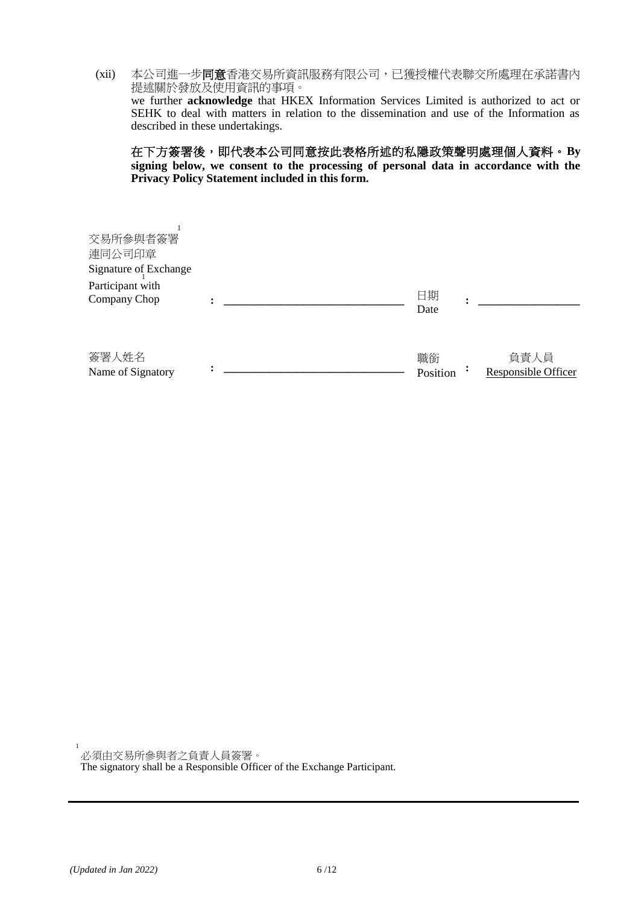(xii) 本公司進一步**同意**香港交易所資訊服務有限公司，已獲授權代表聯交所處理在承諾書內提述關於發放及使用資訊的事項。
we further **acknowledge** that HKEX Information Services Limited is authorized to act or SEHK to deal with matters in relation to the dissemination and use of the Information as described in these undertakings.

**在下方簽署後，即代表本公司同意按此表格所述的私隱政策聲明處理個人資料。 By signing below, we consent to the processing of personal data in accordance with the Privacy Policy Statement included in this form.**

| | | | | | |
|---|---|---|---|---|---|
| 交易所參與者簽署[1] 連同公司印章 Signature of Exchange Participant[1] with Company Chop | : | ______________________________ | 日期 Date | : | ________________ |
| 簽署人姓名 Name of Signatory | : | ______________________________ | 職銜 Position | : | 負責人員 Responsible Officer |

[1] 必須由交易所參與者之負責人員簽署。
The signatory shall be a Responsible Officer of the Exchange Participant.

*(Updated in Jan 2022)*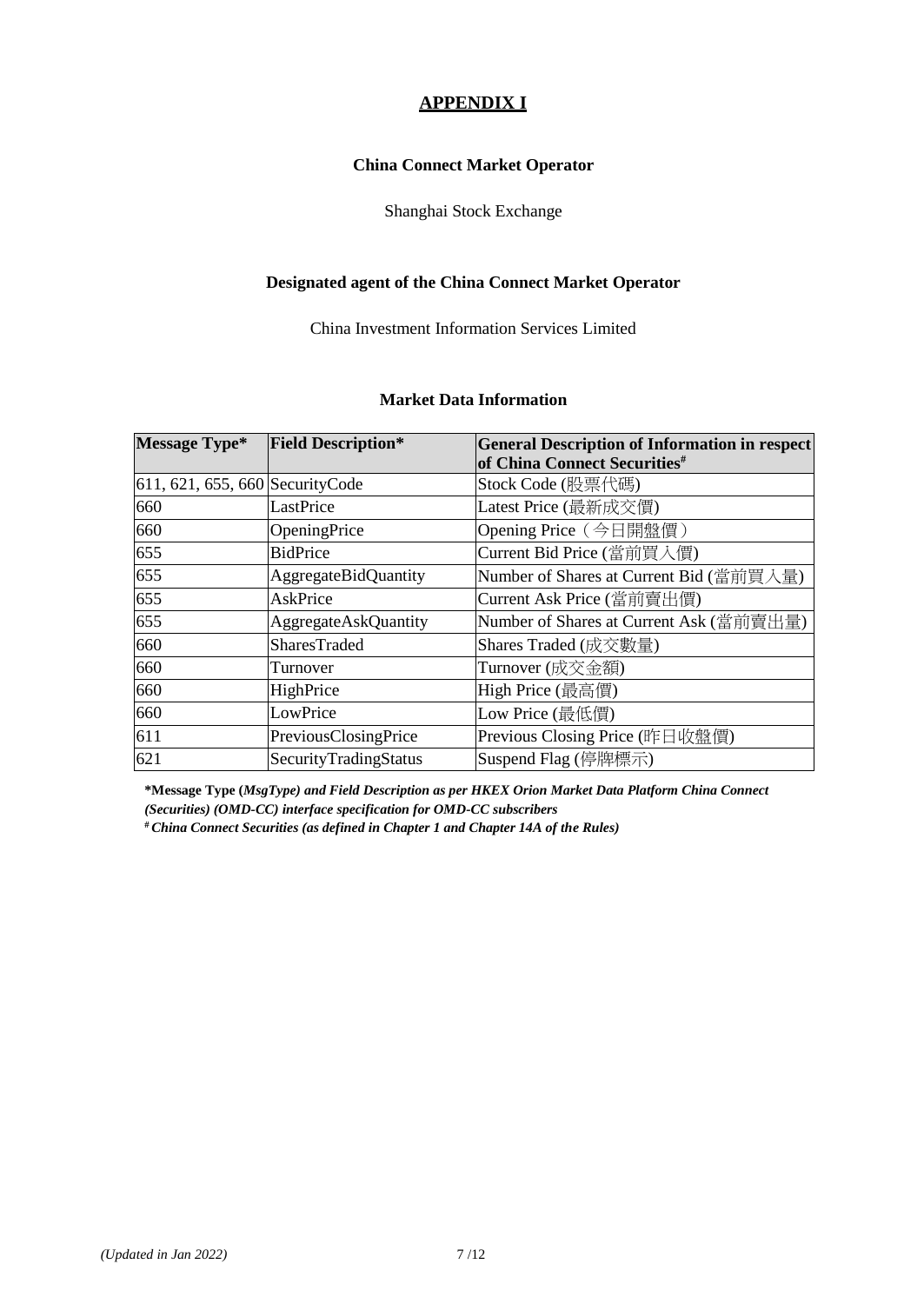# APPENDIX I

**China Connect Market Operator**

Shanghai Stock Exchange

**Designated agent of the China Connect Market Operator**

China Investment Information Services Limited

**Market Data Information**

| **Message Type*** | **Field Description*** | **General Description of Information in respect of China Connect Securities#** |
|---|---|---|
| 611, 621, 655, 660 | SecurityCode | Stock Code (股票代碼) |
| 660 | LastPrice | Latest Price (最新成交價) |
| 660 | OpeningPrice | Opening Price（今日開盤價） |
| 655 | BidPrice | Current Bid Price (當前買入價) |
| 655 | AggregateBidQuantity | Number of Shares at Current Bid (當前買入量) |
| 655 | AskPrice | Current Ask Price (當前賣出價) |
| 655 | AggregateAskQuantity | Number of Shares at Current Ask (當前賣出量) |
| 660 | SharesTraded | Shares Traded (成交數量) |
| 660 | Turnover | Turnover (成交金額) |
| 660 | HighPrice | High Price (最高價) |
| 660 | LowPrice | Low Price (最低價) |
| 611 | PreviousClosingPrice | Previous Closing Price (昨日收盤價) |
| 621 | SecurityTradingStatus | Suspend Flag (停牌標示) |

***Message Type (*MsgType*) and Field Description as per HKEX Orion Market Data Platform China Connect (Securities) (OMD-CC) interface specification for OMD-CC subscribers***

**#** ***China Connect Securities (as defined in Chapter 1 and Chapter 14A of the Rules)***

*(Updated in Jan 2022)*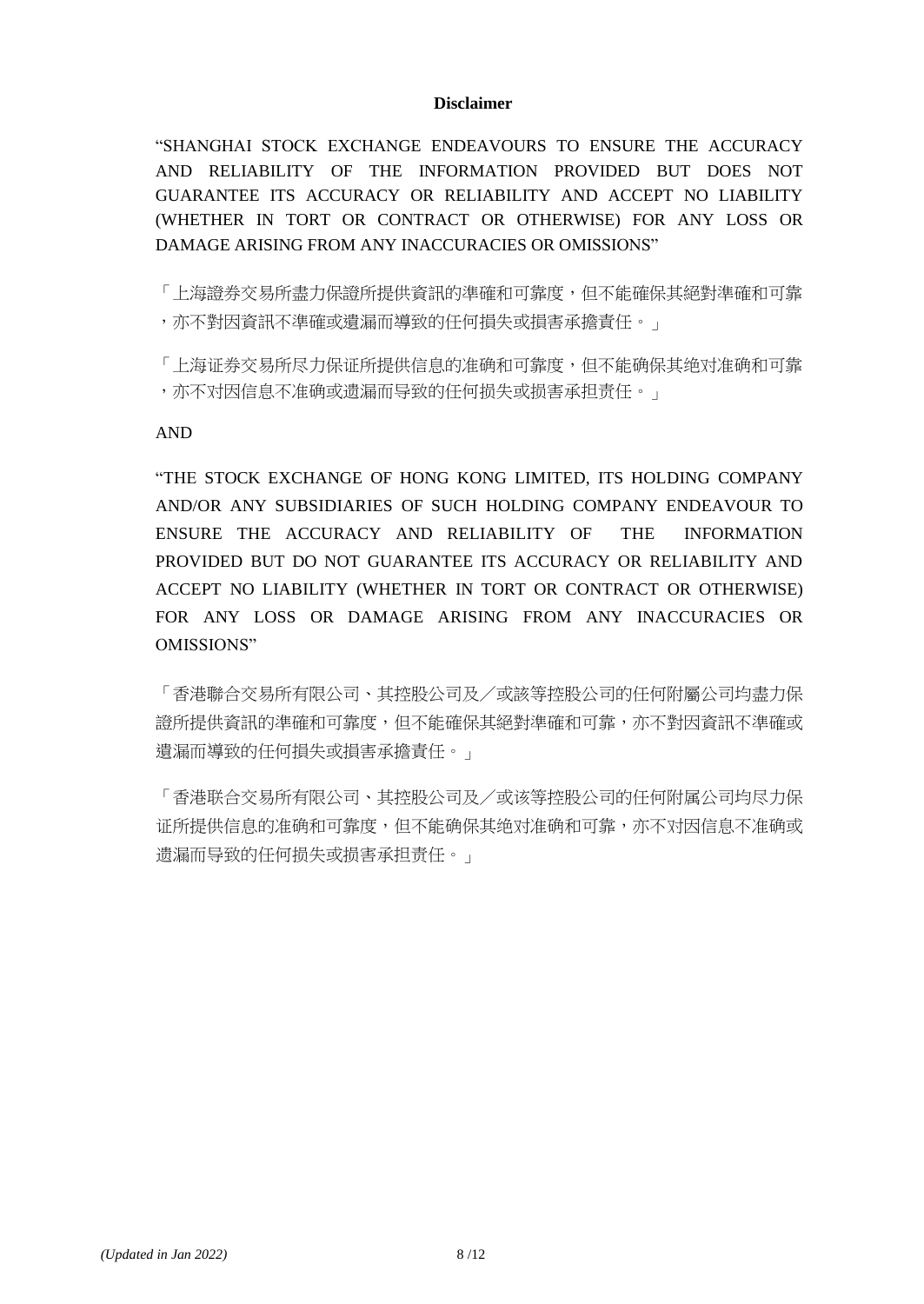**Disclaimer**

"SHANGHAI STOCK EXCHANGE ENDEAVOURS TO ENSURE THE ACCURACY AND RELIABILITY OF THE INFORMATION PROVIDED BUT DOES NOT GUARANTEE ITS ACCURACY OR RELIABILITY AND ACCEPT NO LIABILITY (WHETHER IN TORT OR CONTRACT OR OTHERWISE) FOR ANY LOSS OR DAMAGE ARISING FROM ANY INACCURACIES OR OMISSIONS"

「上海證券交易所盡力保證所提供資訊的準確和可靠度，但不能確保其絕對準確和可靠，亦不對因資訊不準確或遺漏而導致的任何損失或損害承擔責任。」

「上海证券交易所尽力保证所提供信息的准确和可靠度，但不能确保其绝对准确和可靠，亦不对因信息不准确或遗漏而导致的任何损失或损害承担责任。」

AND

"THE STOCK EXCHANGE OF HONG KONG LIMITED, ITS HOLDING COMPANY AND/OR ANY SUBSIDIARIES OF SUCH HOLDING COMPANY ENDEAVOUR TO ENSURE THE ACCURACY AND RELIABILITY OF THE INFORMATION PROVIDED BUT DO NOT GUARANTEE ITS ACCURACY OR RELIABILITY AND ACCEPT NO LIABILITY (WHETHER IN TORT OR CONTRACT OR OTHERWISE) FOR ANY LOSS OR DAMAGE ARISING FROM ANY INACCURACIES OR OMISSIONS"

「香港聯合交易所有限公司、其控股公司及／或該等控股公司的任何附屬公司均盡力保證所提供資訊的準確和可靠度，但不能確保其絕對準確和可靠，亦不對因資訊不準確或遺漏而導致的任何損失或損害承擔責任。」

「香港联合交易所有限公司、其控股公司及／或该等控股公司的任何附属公司均尽力保证所提供信息的准确和可靠度，但不能确保其绝对准确和可靠，亦不对因信息不准确或遗漏而导致的任何损失或损害承担责任。」

*(Updated in Jan 2022)*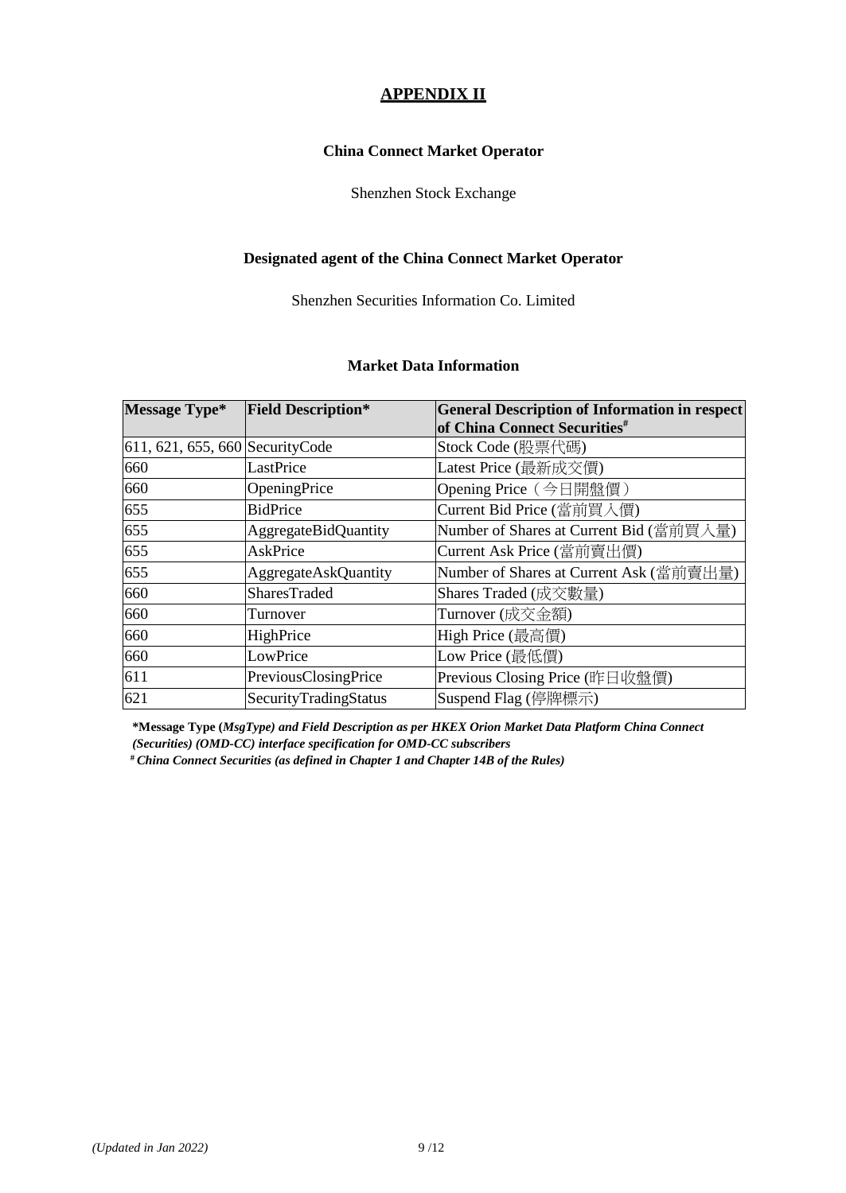# APPENDIX II

**China Connect Market Operator**

Shenzhen Stock Exchange

**Designated agent of the China Connect Market Operator**

Shenzhen Securities Information Co. Limited

**Market Data Information**

| Message Type* | Field Description* | General Description of Information in respect of China Connect Securities# |
|---|---|---|
| 611, 621, 655, 660 | SecurityCode | Stock Code (股票代碼) |
| 660 | LastPrice | Latest Price (最新成交價) |
| 660 | OpeningPrice | Opening Price（今日開盤價） |
| 655 | BidPrice | Current Bid Price (當前買入價) |
| 655 | AggregateBidQuantity | Number of Shares at Current Bid (當前買入量) |
| 655 | AskPrice | Current Ask Price (當前賣出價) |
| 655 | AggregateAskQuantity | Number of Shares at Current Ask (當前賣出量) |
| 660 | SharesTraded | Shares Traded (成交數量) |
| 660 | Turnover | Turnover (成交金額) |
| 660 | HighPrice | High Price (最高價) |
| 660 | LowPrice | Low Price (最低價) |
| 611 | PreviousClosingPrice | Previous Closing Price (昨日收盤價) |
| 621 | SecurityTradingStatus | Suspend Flag (停牌標示) |

***Message Type (*MsgType*) and Field Description as per HKEX Orion Market Data Platform China Connect (Securities) (OMD-CC) interface specification for OMD-CC subscribers***

***# China Connect Securities (as defined in Chapter 1 and Chapter 14B of the Rules)***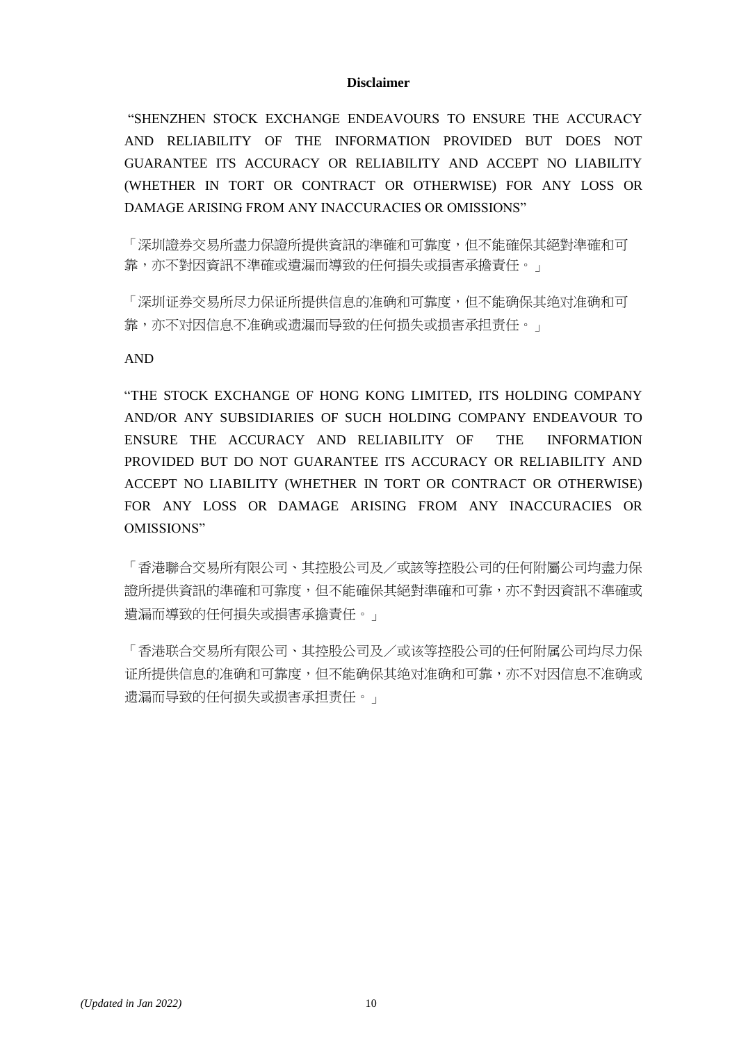**Disclaimer**

"SHENZHEN STOCK EXCHANGE ENDEAVOURS TO ENSURE THE ACCURACY AND RELIABILITY OF THE INFORMATION PROVIDED BUT DOES NOT GUARANTEE ITS ACCURACY OR RELIABILITY AND ACCEPT NO LIABILITY (WHETHER IN TORT OR CONTRACT OR OTHERWISE) FOR ANY LOSS OR DAMAGE ARISING FROM ANY INACCURACIES OR OMISSIONS"

「深圳證券交易所盡力保證所提供資訊的準確和可靠度，但不能確保其絕對準確和可靠，亦不對因資訊不準確或遺漏而導致的任何損失或損害承擔責任。」

「深圳证券交易所尽力保证所提供信息的准确和可靠度，但不能确保其绝对准确和可靠，亦不对因信息不准确或遗漏而导致的任何损失或损害承担责任。」

AND

"THE STOCK EXCHANGE OF HONG KONG LIMITED, ITS HOLDING COMPANY AND/OR ANY SUBSIDIARIES OF SUCH HOLDING COMPANY ENDEAVOUR TO ENSURE THE ACCURACY AND RELIABILITY OF THE INFORMATION PROVIDED BUT DO NOT GUARANTEE ITS ACCURACY OR RELIABILITY AND ACCEPT NO LIABILITY (WHETHER IN TORT OR CONTRACT OR OTHERWISE) FOR ANY LOSS OR DAMAGE ARISING FROM ANY INACCURACIES OR OMISSIONS"

「香港聯合交易所有限公司、其控股公司及／或該等控股公司的任何附屬公司均盡力保證所提供資訊的準確和可靠度，但不能確保其絕對準確和可靠，亦不對因資訊不準確或遺漏而導致的任何損失或損害承擔責任。」

「香港联合交易所有限公司、其控股公司及／或该等控股公司的任何附属公司均尽力保证所提供信息的准确和可靠度，但不能确保其绝对准确和可靠，亦不对因信息不准确或遗漏而导致的任何损失或损害承担责任。」

*(Updated in Jan 2022)*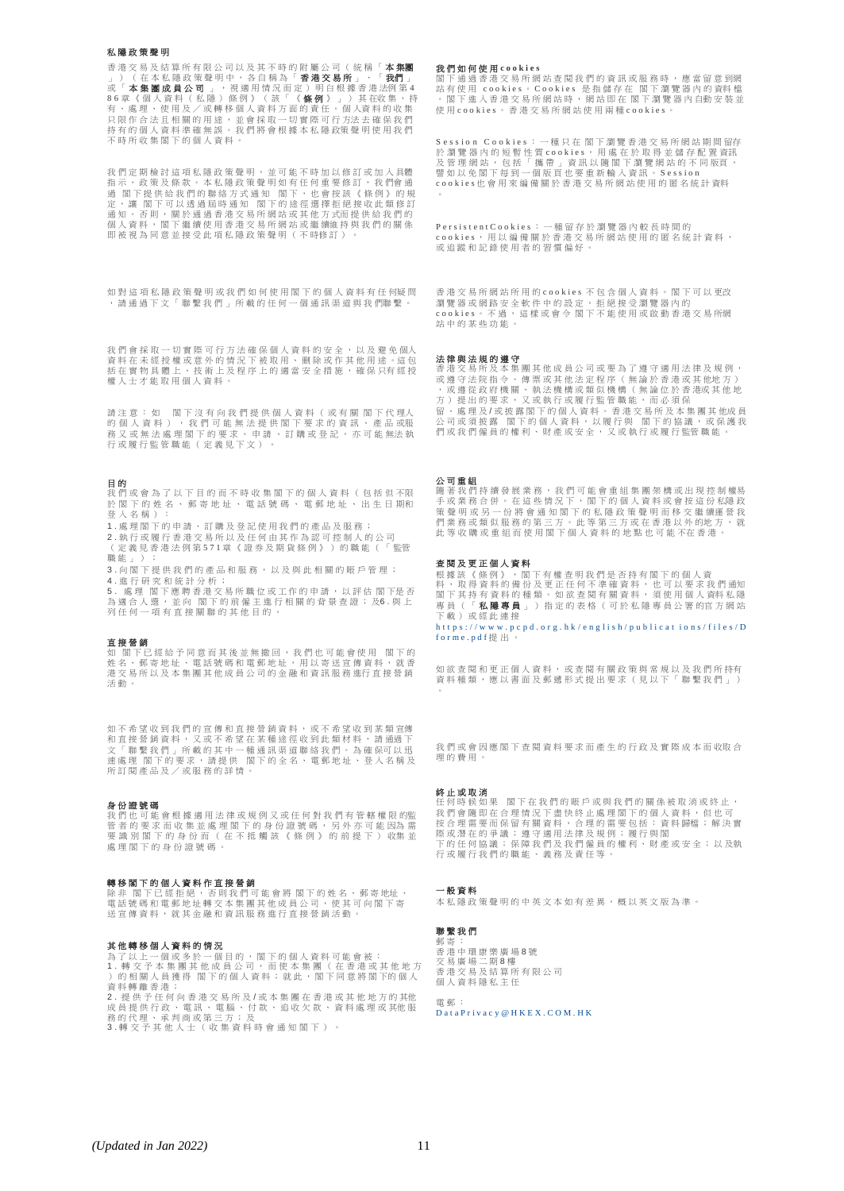## 私隱政策聲明

香港交易及結算所有限公司以及其不時的附屬公司（統稱「**本集團**」）（在本私隱政策聲明中，各自稱為「**香港交易所**」、「**我們**」或「**本集團成員公司**」，視適用情況而定）明白根據香港法例第486章《個人資料（私隱）條例》（該「《**條例**》」）其在收集、持有、處理、使用及／或轉移個人資料方面的責任。個人資料的收集只限作合法且相關的用途，並會採取一切實際可行方法去確保我們持有的個人資料準確無誤。我們將會根據本私隱政策聲明使用我們不時所收集閣下的個人資料。

我們定期檢討這項私隱政策聲明，並可能不時加以修訂或加入具體指示，政策及條款。本私隱政策聲明如有任何重要修訂，我們會通過閣下提供給我們的聯絡方式通知閣下，也會按該《條例》的規定，讓閣下可以透過屆時通知閣下的途徑選擇拒絕接收此類修訂通知。否則，關於通過香港交易所網站或其他方式而提供給我們的個人資料，閣下繼續使用香港交易所網站或繼續維持與我們的關係即被視為同意並接受此項私隱政策聲明（不時修訂）。

如對這項私隱政策聲明或我們如何使用閣下的個人資料有任何疑問，請通過下文「聯繫我們」所載的任何一個通訊渠道與我們聯繫。

我們會採取一切實際可行方法確保個人資料的安全，以及避免個人資料在未經授權或意外的情況下被取用、刪除或作其他用途。這包括在實物具體上、技術上及程序上的適當安全措施，確保只有經授權人士才能取用個人資料。

請注意：如閣下沒有向我們提供個人資料（或有關閣下代理人的個人資料），我們可能無法提供閣下要求的資訊、產品或服務又或無法處理閣下的要求，申請，訂購或登記，亦可能無法執行或履行監管職能（定義見下文）。

### 目的

我們或會為了以下目的而不時收集閣下的個人資料（包括但不限於閣下的姓名、郵寄地址、電話號碼、電郵地址、出生日期和登入名稱）：

1. 處理閣下的申請、訂購及登記使用我們的產品及服務；
2. 執行或履行香港交易所以及任何由其作為認可控制人的公司（定義見香港法例第571章《證券及期貨條例》）的職能（「監管職能」）；
3. 向閣下提供我們的產品和服務，以及與此相關的賬戶管理；
4. 進行研究和統計分析；
5. 處理閣下應聘香港交易所職位或工作的申請，以評估閣下是否為適合人選，並向閣下的前僱主進行相關的背景查證；及6. 與上列任何一項有直接關聯的其他目的。

### 直接營銷

如閣下已經給予同意而其後並無撤回，我們也可能會使用閣下的姓名、郵寄地址、電話號碼和電郵地址，用以寄送宣傳資料，就香港交易所以及本集團其他成員公司的金融和資訊服務進行直接營銷活動。

如不希望收到我們的宣傳和直接營銷資料，或不希望收到某類宣傳和直接營銷資料，又或不希望在某種途徑收到此類材料，請通過下文「聯繫我們」所載的其中一種通訊渠道聯絡我們。為確保可以迅速處理閣下的要求，請提供閣下的全名、電郵地址、登入名稱及所訂閱產品及／或服務的詳情。

### 身份證號碼

我們也可能會根據適用法律或規例又或任何對我們有管轄權的監管者的要求而收集並處理閣下的身份證號碼，另外亦可能因為需要識別閣下的身份而（在不抵觸該《條例》的前提下）收集並處理閣下的身份證號碼。

### 轉移閣下的個人資料作直接營銷

除非閣下已經拒絕，否則我們可能會將閣下的姓名、郵寄地址、電話號碼和電郵地址轉交本集團其他成員公司，使其可向閣下寄送宣傳資料，就其金融和資訊服務進行直接營銷活動。

### 其他轉移個人資料的情況

為了以上一個或多於一個目的，閣下的個人資料可能會被：

1. 轉交予本集團其他成員公司，而使本集團（在香港或其他地方）的相關人員獲得閣下的個人資料；就此，閣下同意將閣下的個人資料轉離香港；
2. 提供予任何向香港交易所及/或本集團在香港或其他地方的其他成員提供行政、電訊，電腦、付款、追收欠款、資料處理或其他服務的代理，承判商或第三方；及
3. 轉交予其他人士（收集資料時會通知閣下）。

### 我們如何使用cookies

閣下通過香港交易所網站查閱我們的資訊或服務時，應當留意到網站有使用cookies。Cookies是指儲存在閣下瀏覽器內的資料檔。閣下進入香港交易所網站時，網站即在閣下瀏覽器內自動安裝並使用cookies。香港交易所網站使用兩種cookies。

Session Cookies：一種只在閣下瀏覽香港交易所網站期間留存於瀏覽器內的短暫性質cookies，用處在於取得並儲存配置資訊及管理網站，包括「攜帶」資訊以隨閣下瀏覽網站的不同版頁，譬如以免閣下每到一個版頁也要重新輸入資訊。Session cookies也會用來編備關於香港交易所網站使用的匿名統計資料。

PersistentCookies：一種留存於瀏覽器內較長時間的cookies，用以編備關於香港交易所網站使用的匿名統計資料，或追蹤和記錄使用者的習慣偏好。

香港交易所網站所用的cookies不包含個人資料。閣下可以更改瀏覽器或網路安全軟件中的設定，拒絕接受瀏覽器內的cookies。不過，這樣或會令閣下不能使用或啟動香港交易所網站中的某些功能。

### 法律與法規的遵守

香港交易所及本集團其他成員公司或要為了遵守適用法律及規例，或遵守法院指令、傳票或其他法定程序（無論於香港或其他地方），或遵從政府機關、執法機構或類似機構（無論位於香港或其他地方）提出的要求，又或執行或履行監管職能，而必須保留、處理及/或披露閣下的個人資料。香港交易所及本集團其他成員公司或須披露閣下的個人資料，以履行與閣下的協議，或保護我們或我們僱員的權利、財產或安全，又或執行或履行監管職能。

### 公司重組

隨著我們持續發展業務，我們可能會重組集團架構或出現控制權易手或業務合併。在這些情況下，閣下的個人資料或會按這份私隱政策聲明或另一份將會通知閣下的私隱政策而移交給繼續運營我們業務或類似服務的第三方。此等第三方或在香港以外的地方，就此等收購或重組而使用閣下個人資料的地點也可能不在香港。

### 查閱及更正個人資料

根據該《條例》，閣下有權查明我們是否持有閣下的個人資料、取得資料的備份及更正任何不準確資料，也可以要求我們通知閣下其持有資料的種類。如欲查閱有關資料，須使用個人資料私隱專員（「**私隱專員**」）指定的表格（可於私隱專員公署的官方網站下載）或經此連接 https://www.pcpd.org.hk/english/publications/files/Dforme.pdf 提出。

如欲查閱和更正個人資料，或查閱有關政策與常規以及我們所持有資料種類，應以書面及郵遞形式提出要求（見以下「聯繫我們」）。

我們或會因應閣下查閱資料要求而產生的行政及實際成本而收取合理的費用。

### 終止或取消

任何時候如果閣下在我們的賬戶或與我們的關係被取消或終止，我們會隨即在合理情況下盡快終止處理閣下的個人資料，但也可按合理需要而保留有關資料，合理的需要包括：資料歸檔；解決實際或潛在的爭議；遵守適用法律及規例；履行與閣下的任何協議；保障我們及我們僱員的權利、財產或安全；以及執行或履行我們的職能、義務及責任等。

### 一般資料

本私隱政策聲明的中英文本如有差異，概以英文版為準。

### 聯繫我們

郵寄：
香港中環康樂廣場8號
交易廣場二期8樓
香港交易及結算所有限公司
個人資料私隱主任

電郵：
DataPrivacy@HKEX.COM.HK

*(Updated in Jan 2022)*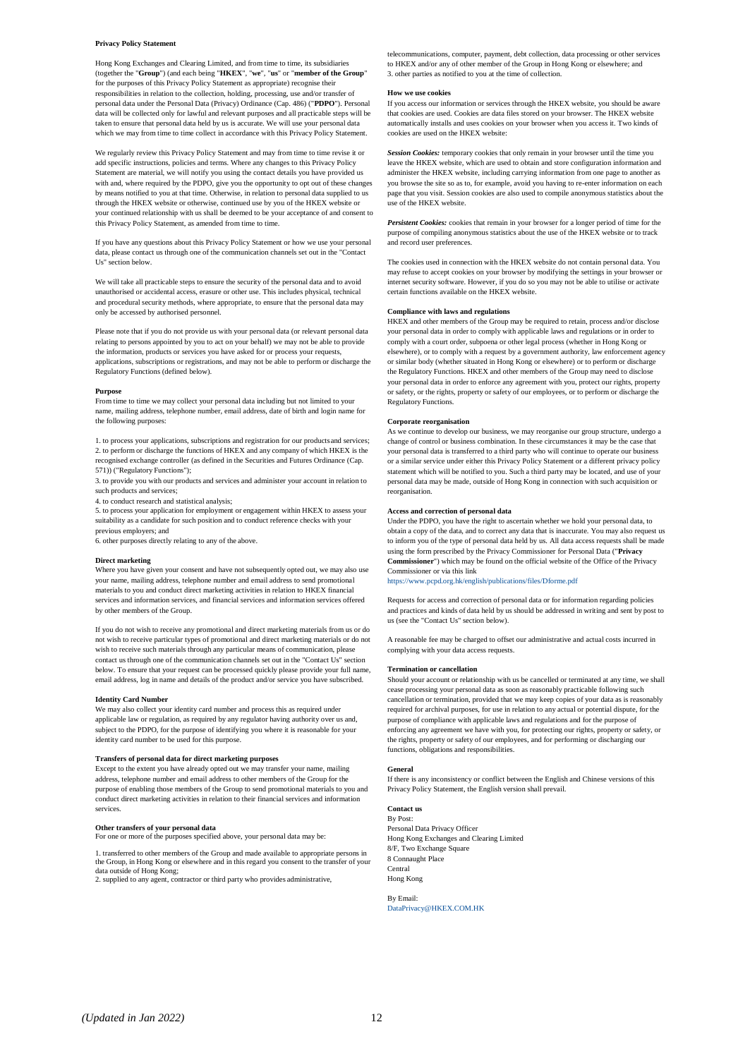**Privacy Policy Statement**

Hong Kong Exchanges and Clearing Limited, and from time to time, its subsidiaries (together the "**Group**") (and each being "**HKEX**", "**we**", "**us**" or "**member of the Group**" for the purposes of this Privacy Policy Statement as appropriate) recognise their responsibilities in relation to the collection, holding, processing, use and/or transfer of personal data under the Personal Data (Privacy) Ordinance (Cap. 486) ("**PDPO**"). Personal data will be collected only for lawful and relevant purposes and all practicable steps will be taken to ensure that personal data held by us is accurate. We will use your personal data which we may from time to time collect in accordance with this Privacy Policy Statement.

We regularly review this Privacy Policy Statement and may from time to time revise it or add specific instructions, policies and terms. Where any changes to this Privacy Policy Statement are material, we will notify you using the contact details you have provided us with and, where required by the PDPO, give you the opportunity to opt out of these changes by means notified to you at that time. Otherwise, in relation to personal data supplied to us through the HKEX website or otherwise, continued use by you of the HKEX website or your continued relationship with us shall be deemed to be your acceptance of and consent to this Privacy Policy Statement, as amended from time to time.

If you have any questions about this Privacy Policy Statement or how we use your personal data, please contact us through one of the communication channels set out in the "Contact Us" section below.

We will take all practicable steps to ensure the security of the personal data and to avoid unauthorised or accidental access, erasure or other use. This includes physical, technical and procedural security methods, where appropriate, to ensure that the personal data may only be accessed by authorised personnel.

Please note that if you do not provide us with your personal data (or relevant personal data relating to persons appointed by you to act on your behalf) we may not be able to provide the information, products or services you have asked for or process your requests, applications, subscriptions or registrations, and may not be able to perform or discharge the Regulatory Functions (defined below).

**Purpose**

From time to time we may collect your personal data including but not limited to your name, mailing address, telephone number, email address, date of birth and login name for the following purposes:

1. to process your applications, subscriptions and registration for our products and services;
2. to perform or discharge the functions of HKEX and any company of which HKEX is the recognised exchange controller (as defined in the Securities and Futures Ordinance (Cap. 571)) ("Regulatory Functions");
3. to provide you with our products and services and administer your account in relation to such products and services;
4. to conduct research and statistical analysis;
5. to process your application for employment or engagement within HKEX to assess your suitability as a candidate for such position and to conduct reference checks with your previous employers; and
6. other purposes directly relating to any of the above.

**Direct marketing**

Where you have given your consent and have not subsequently opted out, we may also use your name, mailing address, telephone number and email address to send promotional materials to you and conduct direct marketing activities in relation to HKEX financial services and information services, and financial services and information services offered by other members of the Group.

If you do not wish to receive any promotional and direct marketing materials from us or do not wish to receive particular types of promotional and direct marketing materials or do not wish to receive such materials through any particular means of communication, please contact us through one of the communication channels set out in the "Contact Us" section below. To ensure that your request can be processed quickly please provide your full name, email address, log in name and details of the product and/or service you have subscribed.

**Identity Card Number**

We may also collect your identity card number and process this as required under applicable law or regulation, as required by any regulator having authority over us and, subject to the PDPO, for the purpose of identifying you where it is reasonable for your identity card number to be used for this purpose.

**Transfers of personal data for direct marketing purposes**

Except to the extent you have already opted out we may transfer your name, mailing address, telephone number and email address to other members of the Group for the purpose of enabling those members of the Group to send promotional materials to you and conduct direct marketing activities in relation to their financial services and information services.

**Other transfers of your personal data**

For one or more of the purposes specified above, your personal data may be:

1. transferred to other members of the Group and made available to appropriate persons in the Group, in Hong Kong or elsewhere and in this regard you consent to the transfer of your data outside of Hong Kong;
2. supplied to any agent, contractor or third party who provides administrative, telecommunications, computer, payment, debt collection, data processing or other services to HKEX and/or any of other member of the Group in Hong Kong or elsewhere; and
3. other parties as notified to you at the time of collection.

**How we use cookies**

If you access our information or services through the HKEX website, you should be aware that cookies are used. Cookies are data files stored on your browser. The HKEX website automatically installs and uses cookies on your browser when you access it. Two kinds of cookies are used on the HKEX website:

***Session Cookies:*** temporary cookies that only remain in your browser until the time you leave the HKEX website, which are used to obtain and store configuration information and administer the HKEX website, including carrying information from one page to another as you browse the site so as to, for example, avoid you having to re-enter information on each page that you visit. Session cookies are also used to compile anonymous statistics about the use of the HKEX website.

***Persistent Cookies:*** cookies that remain in your browser for a longer period of time for the purpose of compiling anonymous statistics about the use of the HKEX website or to track and record user preferences.

The cookies used in connection with the HKEX website do not contain personal data. You may refuse to accept cookies on your browser by modifying the settings in your browser or internet security software. However, if you do so you may not be able to utilise or activate certain functions available on the HKEX website.

**Compliance with laws and regulations**

HKEX and other members of the Group may be required to retain, process and/or disclose your personal data in order to comply with applicable laws and regulations or in order to comply with a court order, subpoena or other legal process (whether in Hong Kong or elsewhere), or to comply with a request by a government authority, law enforcement agency or similar body (whether situated in Hong Kong or elsewhere) or to perform or discharge the Regulatory Functions. HKEX and other members of the Group may need to disclose your personal data in order to enforce any agreement with you, protect our rights, property or safety, or the rights, property or safety of our employees, or to perform or discharge the Regulatory Functions.

**Corporate reorganisation**

As we continue to develop our business, we may reorganise our group structure, undergo a change of control or business combination. In these circumstances it may be the case that your personal data is transferred to a third party who will continue to operate our business or a similar service under either this Privacy Policy Statement or a different privacy policy statement which will be notified to you. Such a third party may be located, and use of your personal data may be made, outside of Hong Kong in connection with such acquisition or reorganisation.

**Access and correction of personal data**

Under the PDPO, you have the right to ascertain whether we hold your personal data, to obtain a copy of the data, and to correct any data that is inaccurate. You may also request us to inform you of the type of personal data held by us. All data access requests shall be made using the form prescribed by the Privacy Commissioner for Personal Data ("**Privacy Commissioner**") which may be found on the official website of the Office of the Privacy Commissioner or via this link
https://www.pcpd.org.hk/english/publications/files/Dforme.pdf

Requests for access and correction of personal data or for information regarding policies and practices and kinds of data held by us should be addressed in writing and sent by post to us (see the "Contact Us" section below).

A reasonable fee may be charged to offset our administrative and actual costs incurred in complying with your data access requests.

**Termination or cancellation**

Should your account or relationship with us be cancelled or terminated at any time, we shall cease processing your personal data as soon as reasonably practicable following such cancellation or termination, provided that we may keep copies of your data as is reasonably required for archival purposes, for use in relation to any actual or potential dispute, for the purpose of compliance with applicable laws and regulations and for the purpose of enforcing any agreement we have with you, for protecting our rights, property or safety, or the rights, property or safety of our employees, and for performing or discharging our functions, obligations and responsibilities.

**General**

If there is any inconsistency or conflict between the English and Chinese versions of this Privacy Policy Statement, the English version shall prevail.

**Contact us**

By Post:
Personal Data Privacy Officer
Hong Kong Exchanges and Clearing Limited
8/F, Two Exchange Square
8 Connaught Place
Central
Hong Kong

By Email:
DataPrivacy@HKEX.COM.HK

*(Updated in Jan 2022)*